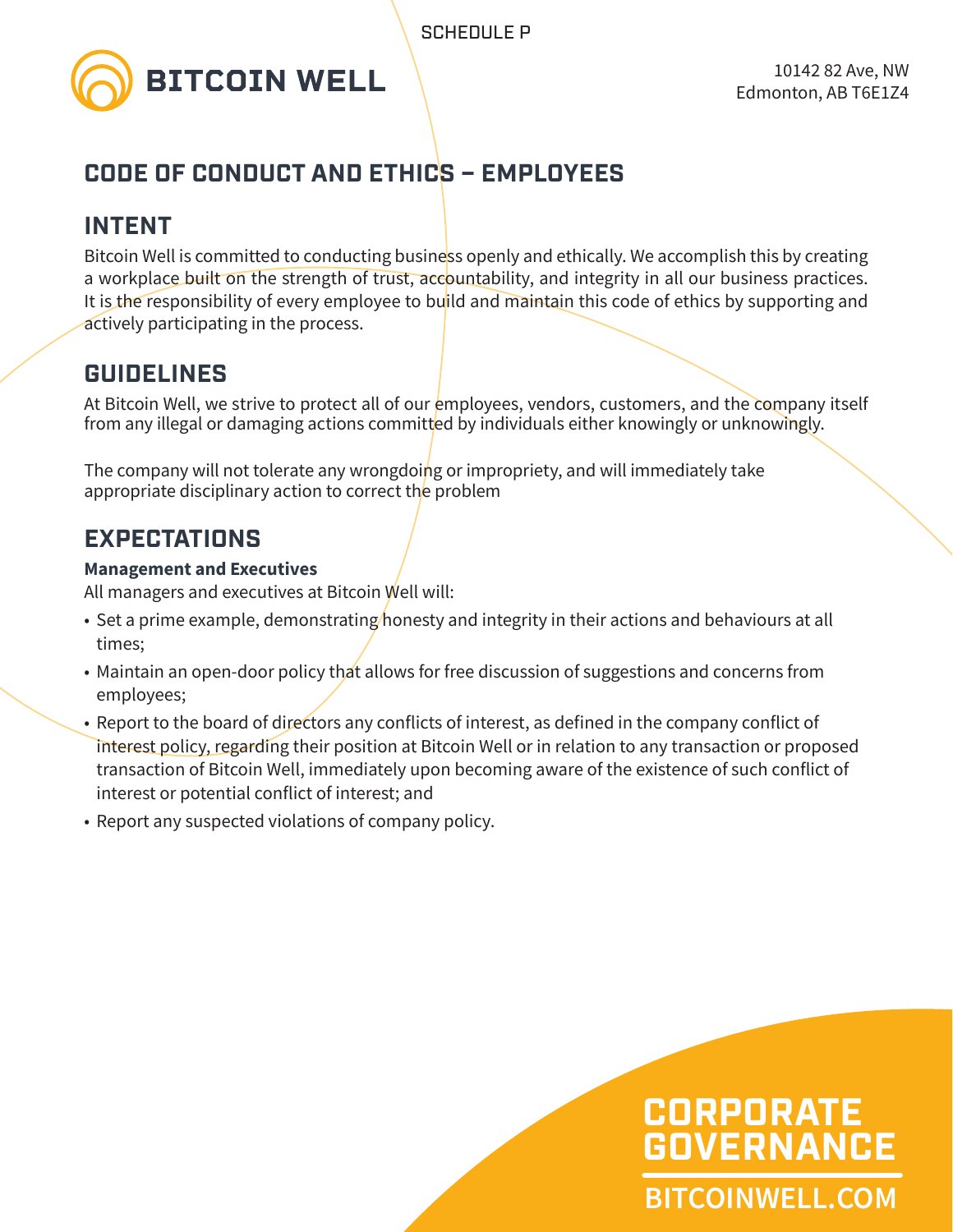SCHEDULE P

# BITCOIN WELL

10142 82 Ave, NW
Edmonton, AB T6E1Z4

## CODE OF CONDUCT AND ETHICS – EMPLOYEES

## INTENT

Bitcoin Well is committed to conducting business openly and ethically. We accomplish this by creating a workplace built on the strength of trust, accountability, and integrity in all our business practices. It is the responsibility of every employee to build and maintain this code of ethics by supporting and actively participating in the process.

## GUIDELINES

At Bitcoin Well, we strive to protect all of our employees, vendors, customers, and the company itself from any illegal or damaging actions committed by individuals either knowingly or unknowingly.

The company will not tolerate any wrongdoing or impropriety, and will immediately take appropriate disciplinary action to correct the problem

## EXPECTATIONS

**Management and Executives**

All managers and executives at Bitcoin Well will:

- Set a prime example, demonstrating honesty and integrity in their actions and behaviours at all times;
- Maintain an open-door policy that allows for free discussion of suggestions and concerns from employees;
- Report to the board of directors any conflicts of interest, as defined in the company conflict of interest policy, regarding their position at Bitcoin Well or in relation to any transaction or proposed transaction of Bitcoin Well, immediately upon becoming aware of the existence of such conflict of interest or potential conflict of interest; and
- Report any suspected violations of company policy.

CORPORATE GOVERNANCE

BITCOINWELL.COM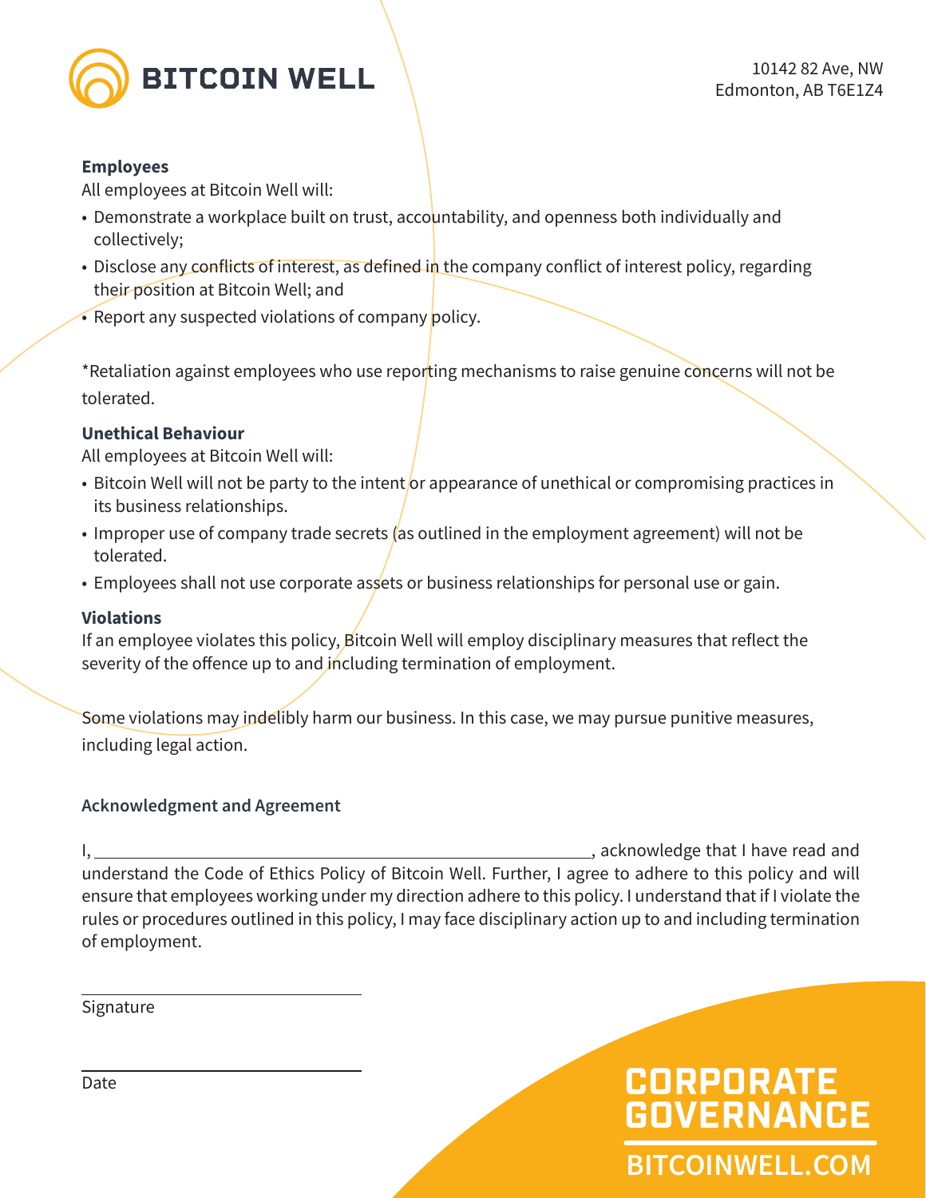**Employees**

All employees at Bitcoin Well will:

- Demonstrate a workplace built on trust, accountability, and openness both individually and collectively;
- Disclose any conflicts of interest, as defined in the company conflict of interest policy, regarding their position at Bitcoin Well; and
- Report any suspected violations of company policy.

*Retaliation against employees who use reporting mechanisms to raise genuine concerns will not be tolerated.

**Unethical Behaviour**

All employees at Bitcoin Well will:

- Bitcoin Well will not be party to the intent or appearance of unethical or compromising practices in its business relationships.
- Improper use of company trade secrets (as outlined in the employment agreement) will not be tolerated.
- Employees shall not use corporate assets or business relationships for personal use or gain.

**Violations**

If an employee violates this policy, Bitcoin Well will employ disciplinary measures that reflect the severity of the offence up to and including termination of employment.

Some violations may indelibly harm our business. In this case, we may pursue punitive measures, including legal action.

**Acknowledgment and Agreement**

I, ____________________________________________, acknowledge that I have read and understand the Code of Ethics Policy of Bitcoin Well. Further, I agree to adhere to this policy and will ensure that employees working under my direction adhere to this policy. I understand that if I violate the rules or procedures outlined in this policy, I may face disciplinary action up to and including termination of employment.

____________________________

Signature

____________________________

Date